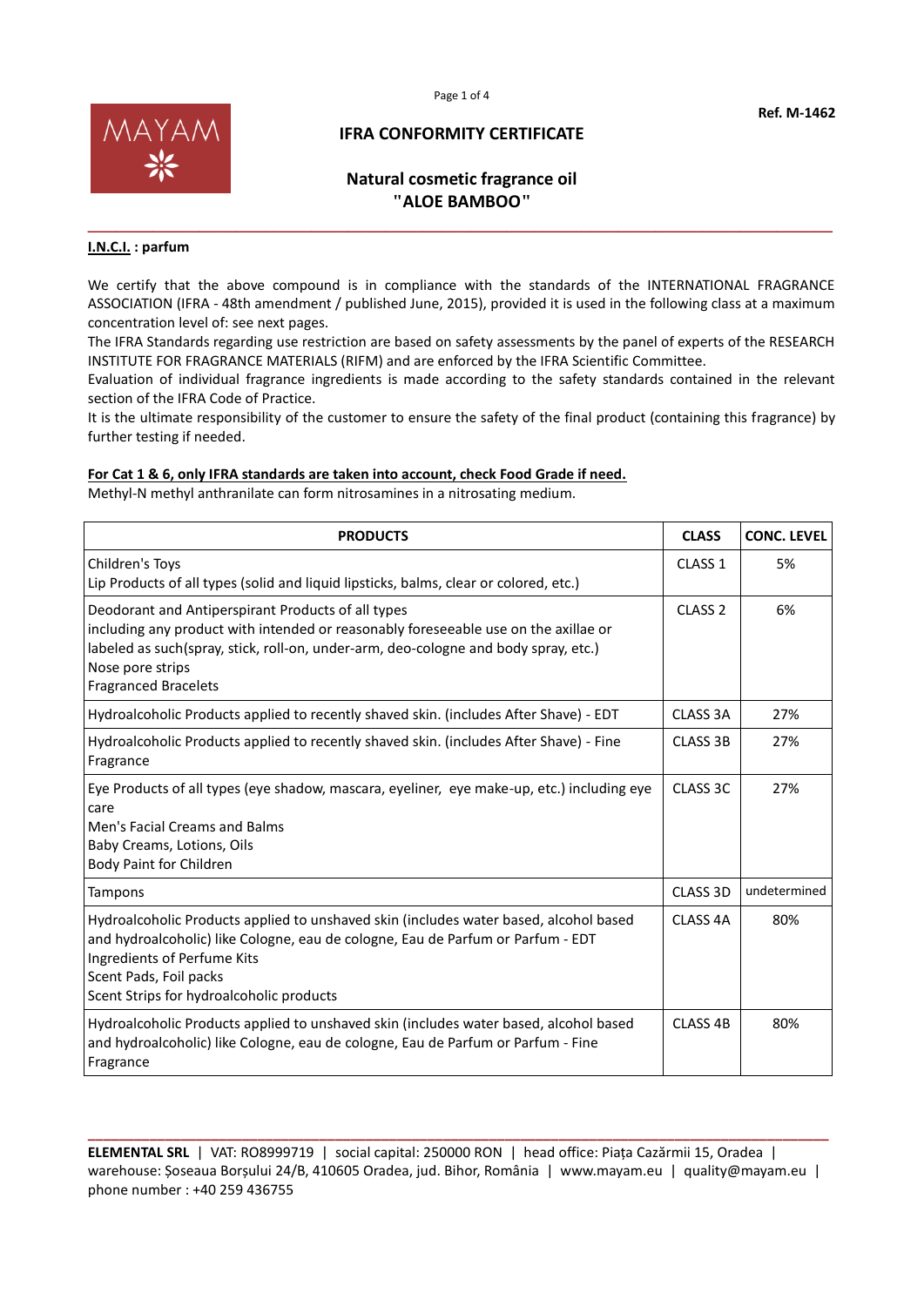Ref. M-1462

# IFRA CONFORMITY CERTIFICATE

## Natural cosmetic fragrance oil "ALOE BAMBOO"

**I.N.C.I. : parfum**

We certify that the above compound is in compliance with the standards of the INTERNATIONAL FRAGRANCE ASSOCIATION (IFRA - 48th amendment / published June, 2015), provided it is used in the following class at a maximum concentration level of: see next pages.

The IFRA Standards regarding use restriction are based on safety assessments by the panel of experts of the RESEARCH INSTITUTE FOR FRAGRANCE MATERIALS (RIFM) and are enforced by the IFRA Scientific Committee.

Evaluation of individual fragrance ingredients is made according to the safety standards contained in the relevant section of the IFRA Code of Practice.

It is the ultimate responsibility of the customer to ensure the safety of the final product (containing this fragrance) by further testing if needed.

**For Cat 1 & 6, only IFRA standards are taken into account, check Food Grade if need.**

Methyl-N methyl anthranilate can form nitrosamines in a nitrosating medium.

| PRODUCTS | CLASS | CONC. LEVEL |
|---|---|---|
| Children's Toys<br>Lip Products of all types (solid and liquid lipsticks, balms, clear or colored, etc.) | CLASS 1 | 5% |
| Deodorant and Antiperspirant Products of all types<br>including any product with intended or reasonably foreseeable use on the axillae or labeled as such(spray, stick, roll-on, under-arm, deo-cologne and body spray, etc.)<br>Nose pore strips<br>Fragranced Bracelets | CLASS 2 | 6% |
| Hydroalcoholic Products applied to recently shaved skin. (includes After Shave) - EDT | CLASS 3A | 27% |
| Hydroalcoholic Products applied to recently shaved skin. (includes After Shave) - Fine Fragrance | CLASS 3B | 27% |
| Eye Products of all types (eye shadow, mascara, eyeliner, eye make-up, etc.) including eye care<br>Men's Facial Creams and Balms<br>Baby Creams, Lotions, Oils<br>Body Paint for Children | CLASS 3C | 27% |
| Tampons | CLASS 3D | undetermined |
| Hydroalcoholic Products applied to unshaved skin (includes water based, alcohol based and hydroalcoholic) like Cologne, eau de cologne, Eau de Parfum or Parfum - EDT<br>Ingredients of Perfume Kits<br>Scent Pads, Foil packs<br>Scent Strips for hydroalcoholic products | CLASS 4A | 80% |
| Hydroalcoholic Products applied to unshaved skin (includes water based, alcohol based and hydroalcoholic) like Cologne, eau de cologne, Eau de Parfum or Parfum - Fine Fragrance | CLASS 4B | 80% |

**ELEMENTAL SRL** | VAT: RO8999719 | social capital: 250000 RON | head office: Piața Cazărmii 15, Oradea | warehouse: Șoseaua Borșului 24/B, 410605 Oradea, jud. Bihor, România | www.mayam.eu | quality@mayam.eu | phone number : +40 259 436755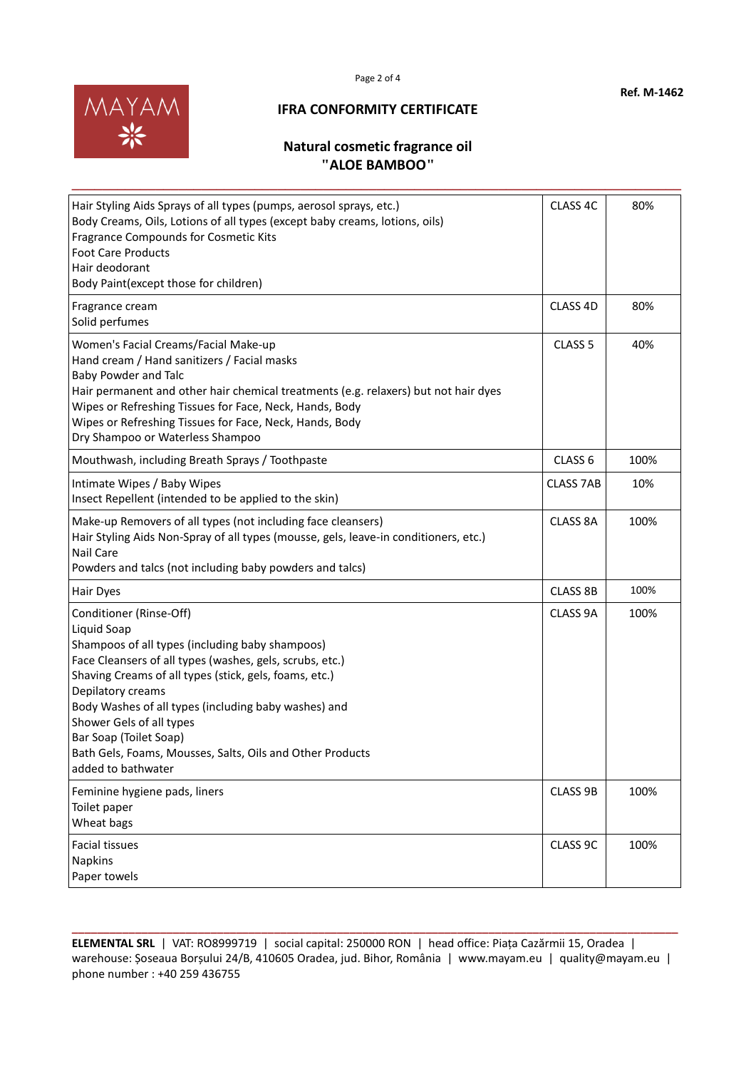# IFRA CONFORMITY CERTIFICATE

Ref. M-1462

## Natural cosmetic fragrance oil "ALOE BAMBOO"

| | | |
|---|---|---|
| Hair Styling Aids Sprays of all types (pumps, aerosol sprays, etc.)<br>Body Creams, Oils, Lotions of all types (except baby creams, lotions, oils)<br>Fragrance Compounds for Cosmetic Kits<br>Foot Care Products<br>Hair deodorant<br>Body Paint(except those for children) | CLASS 4C | 80% |
| Fragrance cream<br>Solid perfumes | CLASS 4D | 80% |
| Women's Facial Creams/Facial Make-up<br>Hand cream / Hand sanitizers / Facial masks<br>Baby Powder and Talc<br>Hair permanent and other hair chemical treatments (e.g. relaxers) but not hair dyes<br>Wipes or Refreshing Tissues for Face, Neck, Hands, Body<br>Wipes or Refreshing Tissues for Face, Neck, Hands, Body<br>Dry Shampoo or Waterless Shampoo | CLASS 5 | 40% |
| Mouthwash, including Breath Sprays / Toothpaste | CLASS 6 | 100% |
| Intimate Wipes / Baby Wipes<br>Insect Repellent (intended to be applied to the skin) | CLASS 7AB | 10% |
| Make-up Removers of all types (not including face cleansers)<br>Hair Styling Aids Non-Spray of all types (mousse, gels, leave-in conditioners, etc.)<br>Nail Care<br>Powders and talcs (not including baby powders and talcs) | CLASS 8A | 100% |
| Hair Dyes | CLASS 8B | 100% |
| Conditioner (Rinse-Off)<br>Liquid Soap<br>Shampoos of all types (including baby shampoos)<br>Face Cleansers of all types (washes, gels, scrubs, etc.)<br>Shaving Creams of all types (stick, gels, foams, etc.)<br>Depilatory creams<br>Body Washes of all types (including baby washes) and<br>Shower Gels of all types<br>Bar Soap (Toilet Soap)<br>Bath Gels, Foams, Mousses, Salts, Oils and Other Products<br>added to bathwater | CLASS 9A | 100% |
| Feminine hygiene pads, liners<br>Toilet paper<br>Wheat bags | CLASS 9B | 100% |
| Facial tissues<br>Napkins<br>Paper towels | CLASS 9C | 100% |

**ELEMENTAL SRL** | VAT: RO8999719 | social capital: 250000 RON | head office: Piața Cazărmii 15, Oradea | warehouse: Șoseaua Borșului 24/B, 410605 Oradea, jud. Bihor, România | www.mayam.eu | quality@mayam.eu | phone number : +40 259 436755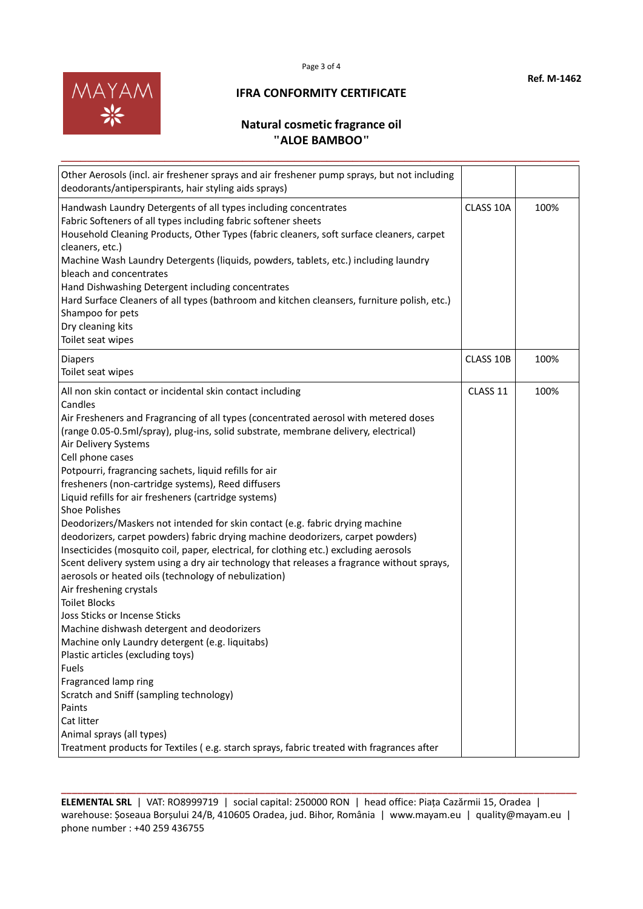# IFRA CONFORMITY CERTIFICATE

Ref. M-1462

## Natural cosmetic fragrance oil "ALOE BAMBOO"

| | | |
|---|---|---|
| Other Aerosols (incl. air freshener sprays and air freshener pump sprays, but not including deodorants/antiperspirants, hair styling aids sprays) | | |
| Handwash Laundry Detergents of all types including concentrates<br>Fabric Softeners of all types including fabric softener sheets<br>Household Cleaning Products, Other Types (fabric cleaners, soft surface cleaners, carpet cleaners, etc.)<br>Machine Wash Laundry Detergents (liquids, powders, tablets, etc.) including laundry bleach and concentrates<br>Hand Dishwashing Detergent including concentrates<br>Hard Surface Cleaners of all types (bathroom and kitchen cleansers, furniture polish, etc.)<br>Shampoo for pets<br>Dry cleaning kits<br>Toilet seat wipes | CLASS 10A | 100% |
| Diapers<br>Toilet seat wipes | CLASS 10B | 100% |
| All non skin contact or incidental skin contact including<br>Candles<br>Air Fresheners and Fragrancing of all types (concentrated aerosol with metered doses (range 0.05-0.5ml/spray), plug-ins, solid substrate, membrane delivery, electrical)<br>Air Delivery Systems<br>Cell phone cases<br>Potpourri, fragrancing sachets, liquid refills for air fresheners (non-cartridge systems), Reed diffusers<br>Liquid refills for air fresheners (cartridge systems)<br>Shoe Polishes<br>Deodorizers/Maskers not intended for skin contact (e.g. fabric drying machine deodorizers, carpet powders) fabric drying machine deodorizers, carpet powders)<br>Insecticides (mosquito coil, paper, electrical, for clothing etc.) excluding aerosols<br>Scent delivery system using a dry air technology that releases a fragrance without sprays, aerosols or heated oils (technology of nebulization)<br>Air freshening crystals<br>Toilet Blocks<br>Joss Sticks or Incense Sticks<br>Machine dishwash detergent and deodorizers<br>Machine only Laundry detergent (e.g. liquitabs)<br>Plastic articles (excluding toys)<br>Fuels<br>Fragranced lamp ring<br>Scratch and Sniff (sampling technology)<br>Paints<br>Cat litter<br>Animal sprays (all types)<br>Treatment products for Textiles ( e.g. starch sprays, fabric treated with fragrances after | CLASS 11 | 100% |

**ELEMENTAL SRL** | VAT: RO8999719 | social capital: 250000 RON | head office: Piața Cazărmii 15, Oradea | warehouse: Șoseaua Borșului 24/B, 410605 Oradea, jud. Bihor, România | www.mayam.eu | quality@mayam.eu | phone number : +40 259 436755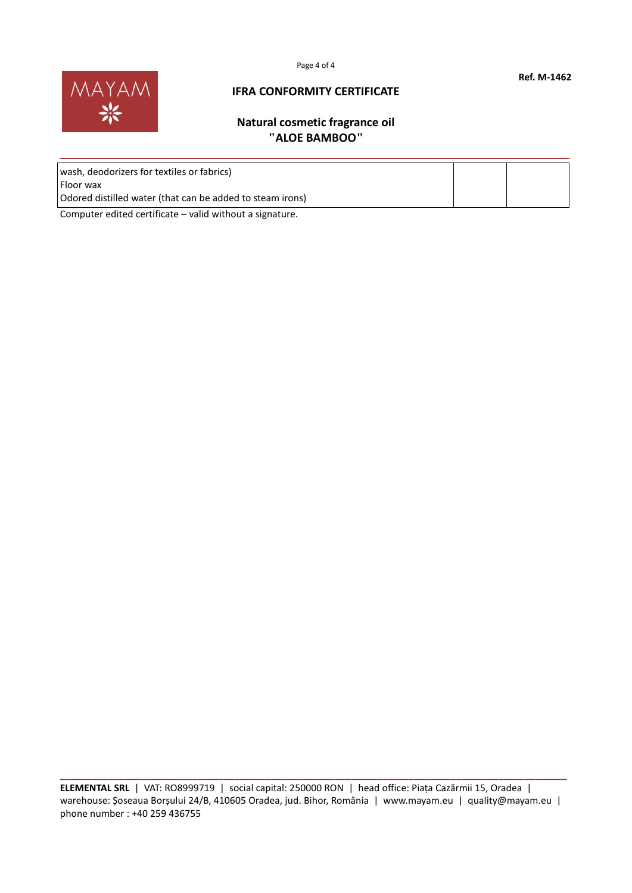| | | |
|---|---|---|
| wash, deodorizers for textiles or fabrics)<br>Floor wax<br>Odored distilled water (that can be added to steam irons) | | |

Computer edited certificate – valid without a signature.